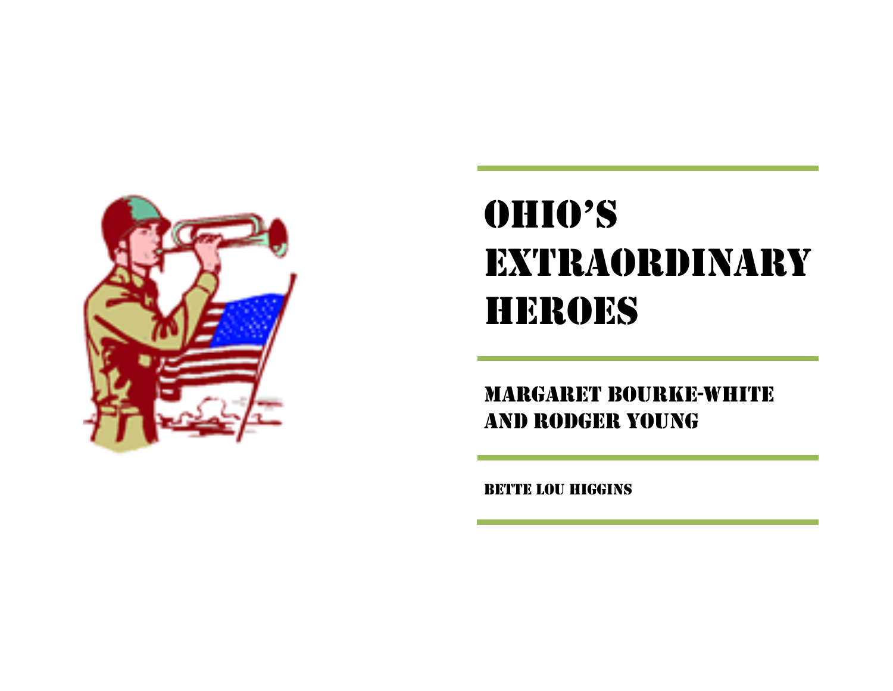# OHIO'S EXTRAORDINARY HEROES

## MARGARET BOURKE-WHITE AND RODGER YOUNG

BETTE LOU HIGGINS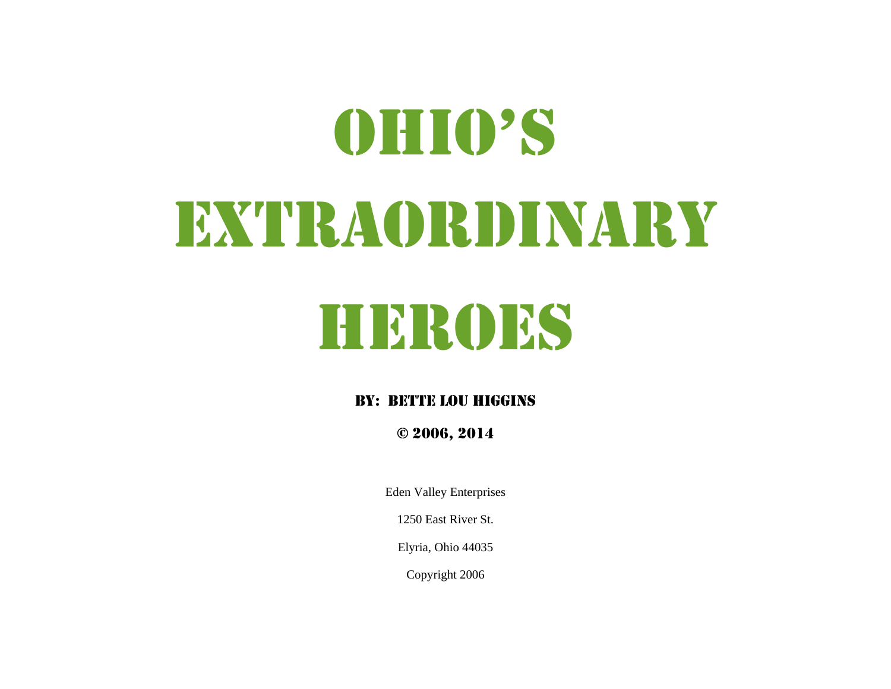# OHIO'S EXTRAORDINARY HEROES

**BY: BETTE LOU HIGGINS**

**© 2006, 2014**

Eden Valley Enterprises

1250 East River St.

Elyria, Ohio 44035

Copyright 2006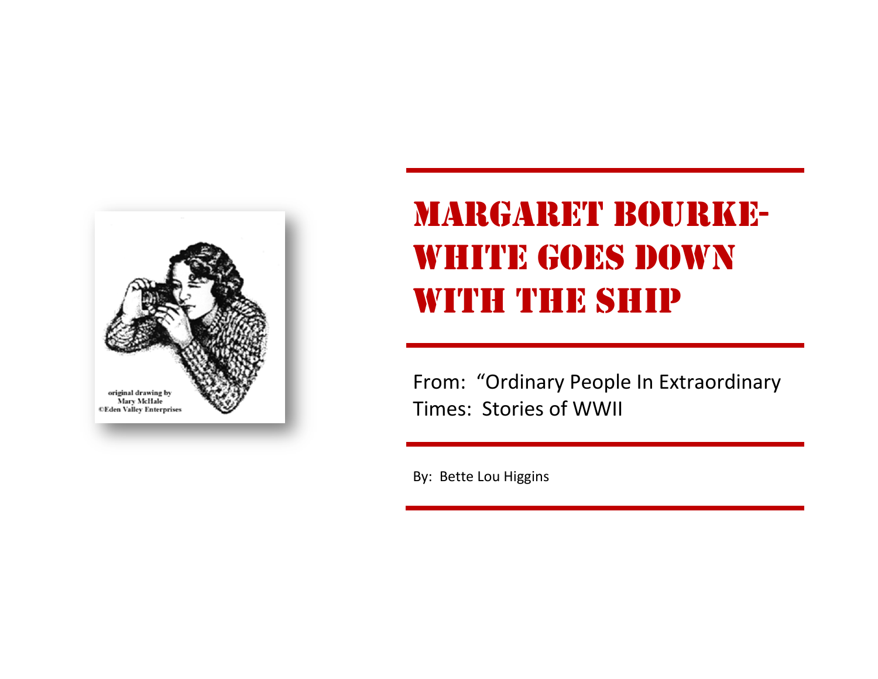# Margaret Bourke-White Goes Down With The Ship

From: "Ordinary People In Extraordinary Times: Stories of WWII

By: Bette Lou Higgins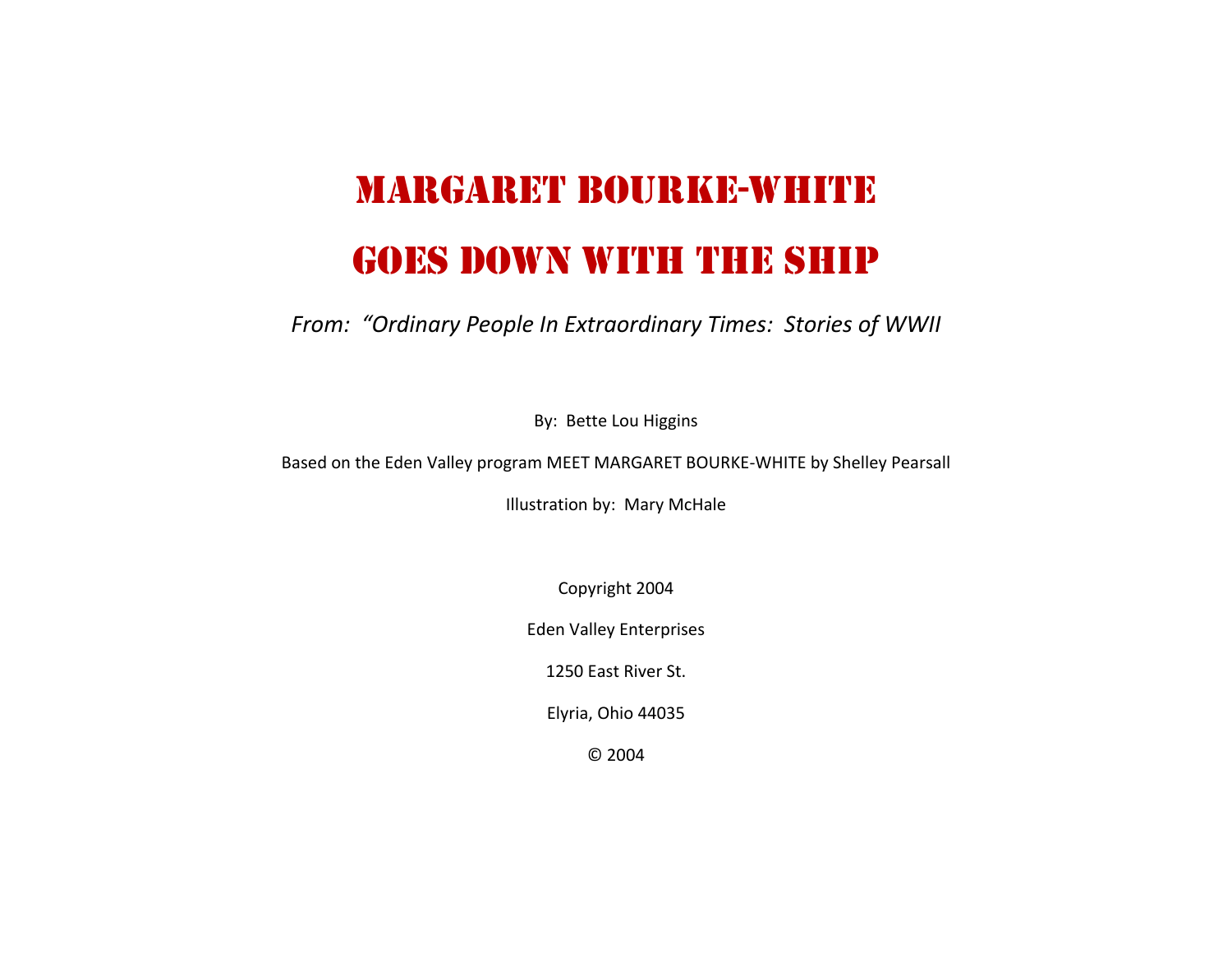# MARGARET BOURKE-WHITE

# GOES DOWN WITH THE SHIP

*From: "Ordinary People In Extraordinary Times: Stories of WWII*

By: Bette Lou Higgins

Based on the Eden Valley program MEET MARGARET BOURKE-WHITE by Shelley Pearsall

Illustration by: Mary McHale

Copyright 2004

Eden Valley Enterprises

1250 East River St.

Elyria, Ohio 44035

© 2004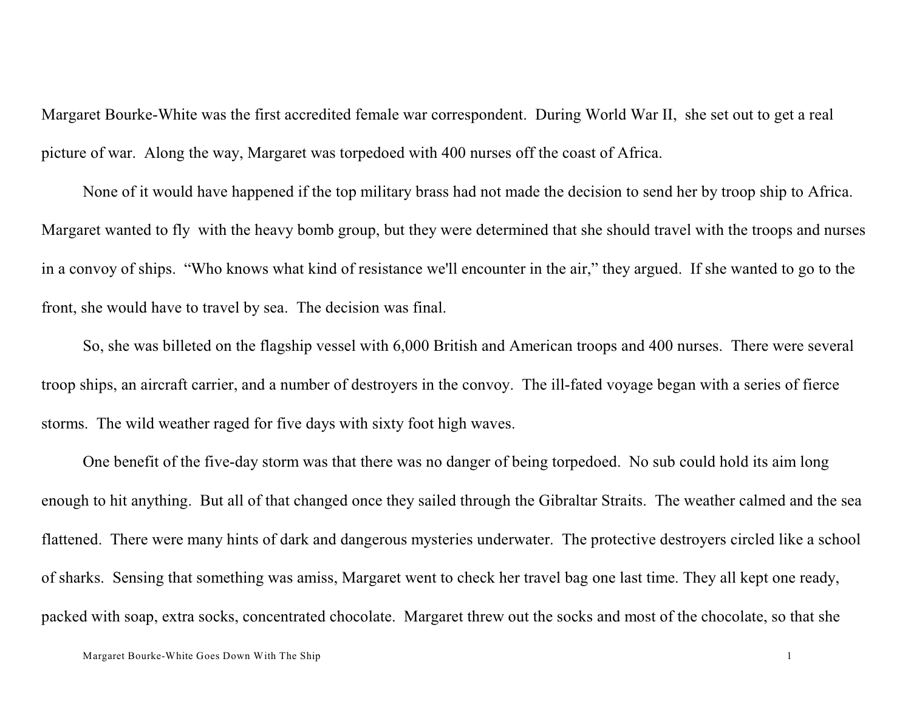Margaret Bourke-White was the first accredited female war correspondent. During World War II, she set out to get a real picture of war. Along the way, Margaret was torpedoed with 400 nurses off the coast of Africa.

None of it would have happened if the top military brass had not made the decision to send her by troop ship to Africa. Margaret wanted to fly with the heavy bomb group, but they were determined that she should travel with the troops and nurses in a convoy of ships. "Who knows what kind of resistance we'll encounter in the air," they argued. If she wanted to go to the front, she would have to travel by sea. The decision was final.

So, she was billeted on the flagship vessel with 6,000 British and American troops and 400 nurses. There were several troop ships, an aircraft carrier, and a number of destroyers in the convoy. The ill-fated voyage began with a series of fierce storms. The wild weather raged for five days with sixty foot high waves.

One benefit of the five-day storm was that there was no danger of being torpedoed. No sub could hold its aim long enough to hit anything. But all of that changed once they sailed through the Gibraltar Straits. The weather calmed and the sea flattened. There were many hints of dark and dangerous mysteries underwater. The protective destroyers circled like a school of sharks. Sensing that something was amiss, Margaret went to check her travel bag one last time. They all kept one ready, packed with soap, extra socks, concentrated chocolate. Margaret threw out the socks and most of the chocolate, so that she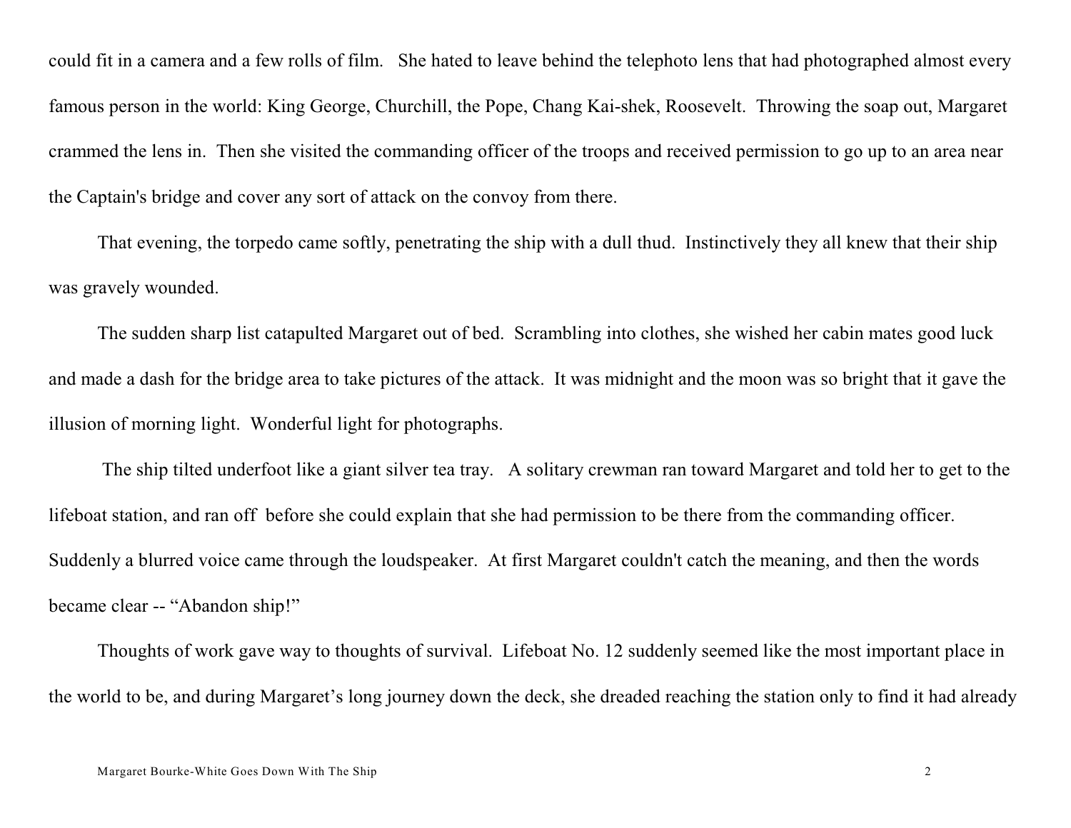could fit in a camera and a few rolls of film. She hated to leave behind the telephoto lens that had photographed almost every famous person in the world: King George, Churchill, the Pope, Chang Kai-shek, Roosevelt. Throwing the soap out, Margaret crammed the lens in. Then she visited the commanding officer of the troops and received permission to go up to an area near the Captain's bridge and cover any sort of attack on the convoy from there.

That evening, the torpedo came softly, penetrating the ship with a dull thud. Instinctively they all knew that their ship was gravely wounded.

The sudden sharp list catapulted Margaret out of bed. Scrambling into clothes, she wished her cabin mates good luck and made a dash for the bridge area to take pictures of the attack. It was midnight and the moon was so bright that it gave the illusion of morning light. Wonderful light for photographs.

The ship tilted underfoot like a giant silver tea tray. A solitary crewman ran toward Margaret and told her to get to the lifeboat station, and ran off before she could explain that she had permission to be there from the commanding officer. Suddenly a blurred voice came through the loudspeaker. At first Margaret couldn't catch the meaning, and then the words became clear -- "Abandon ship!"

Thoughts of work gave way to thoughts of survival. Lifeboat No. 12 suddenly seemed like the most important place in the world to be, and during Margaret's long journey down the deck, she dreaded reaching the station only to find it had already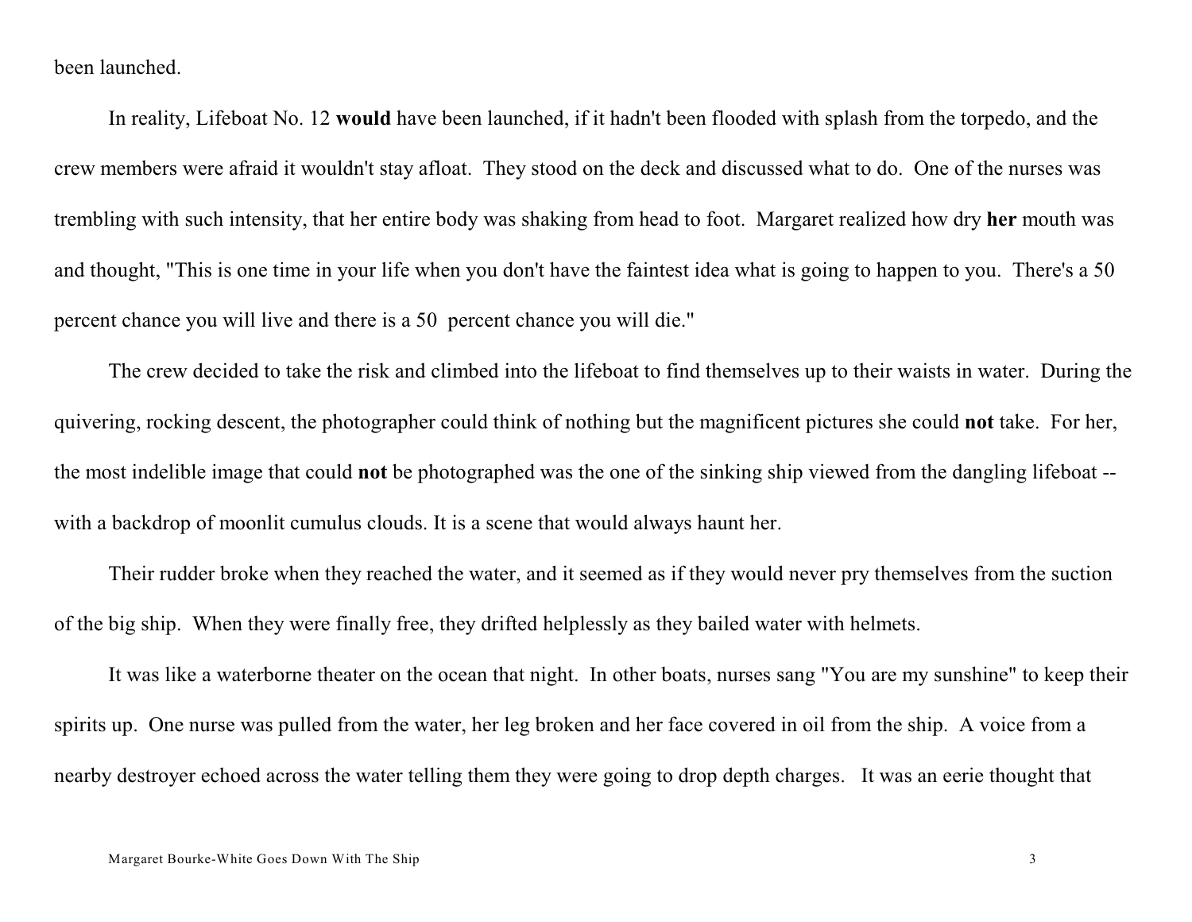been launched.

In reality, Lifeboat No. 12 **would** have been launched, if it hadn't been flooded with splash from the torpedo, and the crew members were afraid it wouldn't stay afloat. They stood on the deck and discussed what to do. One of the nurses was trembling with such intensity, that her entire body was shaking from head to foot. Margaret realized how dry **her** mouth was and thought, "This is one time in your life when you don't have the faintest idea what is going to happen to you. There's a 50 percent chance you will live and there is a 50 percent chance you will die."

The crew decided to take the risk and climbed into the lifeboat to find themselves up to their waists in water. During the quivering, rocking descent, the photographer could think of nothing but the magnificent pictures she could **not** take. For her, the most indelible image that could **not** be photographed was the one of the sinking ship viewed from the dangling lifeboat -- with a backdrop of moonlit cumulus clouds. It is a scene that would always haunt her.

Their rudder broke when they reached the water, and it seemed as if they would never pry themselves from the suction of the big ship. When they were finally free, they drifted helplessly as they bailed water with helmets.

It was like a waterborne theater on the ocean that night. In other boats, nurses sang "You are my sunshine" to keep their spirits up. One nurse was pulled from the water, her leg broken and her face covered in oil from the ship. A voice from a nearby destroyer echoed across the water telling them they were going to drop depth charges. It was an eerie thought that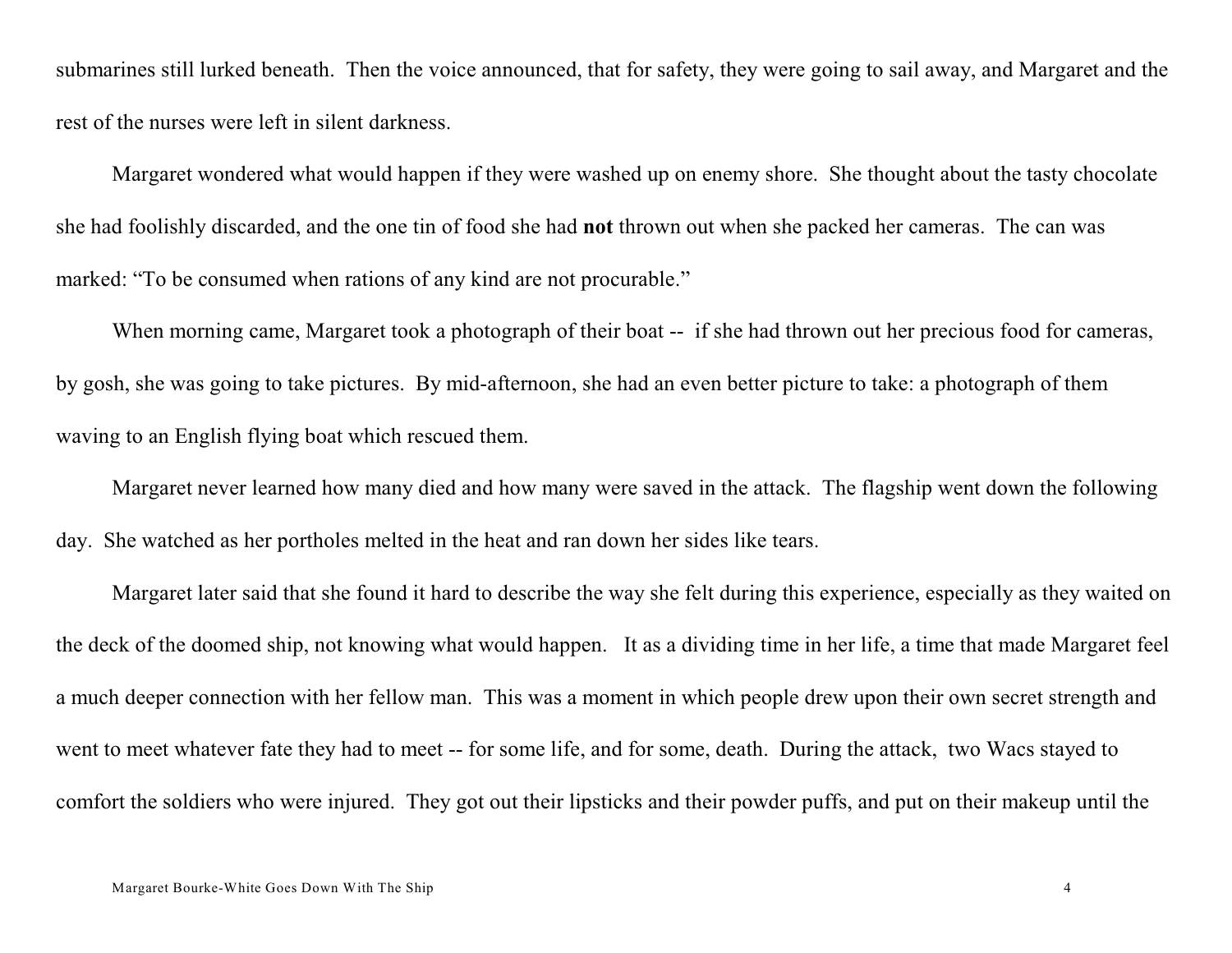submarines still lurked beneath. Then the voice announced, that for safety, they were going to sail away, and Margaret and the rest of the nurses were left in silent darkness.

Margaret wondered what would happen if they were washed up on enemy shore. She thought about the tasty chocolate she had foolishly discarded, and the one tin of food she had **not** thrown out when she packed her cameras. The can was marked: "To be consumed when rations of any kind are not procurable."

When morning came, Margaret took a photograph of their boat -- if she had thrown out her precious food for cameras, by gosh, she was going to take pictures. By mid-afternoon, she had an even better picture to take: a photograph of them waving to an English flying boat which rescued them.

Margaret never learned how many died and how many were saved in the attack. The flagship went down the following day. She watched as her portholes melted in the heat and ran down her sides like tears.

Margaret later said that she found it hard to describe the way she felt during this experience, especially as they waited on the deck of the doomed ship, not knowing what would happen. It as a dividing time in her life, a time that made Margaret feel a much deeper connection with her fellow man. This was a moment in which people drew upon their own secret strength and went to meet whatever fate they had to meet -- for some life, and for some, death. During the attack, two Wacs stayed to comfort the soldiers who were injured. They got out their lipsticks and their powder puffs, and put on their makeup until the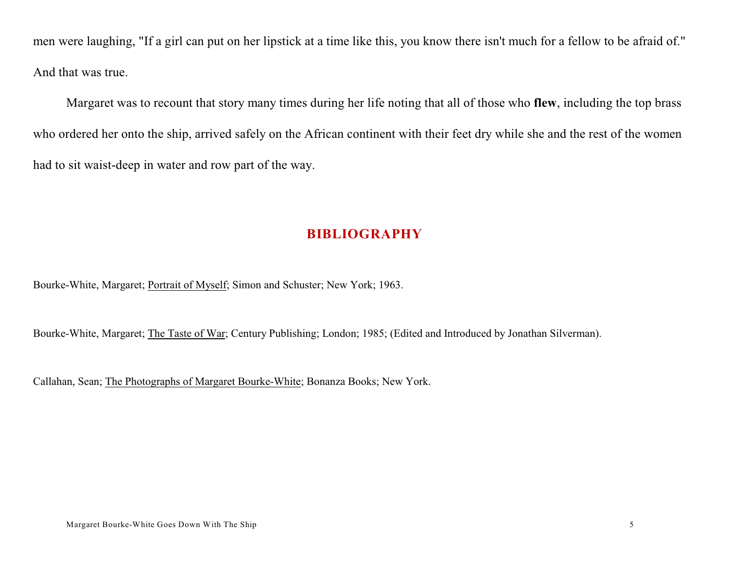men were laughing, "If a girl can put on her lipstick at a time like this, you know there isn't much for a fellow to be afraid of." And that was true.

Margaret was to recount that story many times during her life noting that all of those who **flew**, including the top brass who ordered her onto the ship, arrived safely on the African continent with their feet dry while she and the rest of the women had to sit waist-deep in water and row part of the way.

## BIBLIOGRAPHY

Bourke-White, Margaret; Portrait of Myself; Simon and Schuster; New York; 1963.

Bourke-White, Margaret; The Taste of War; Century Publishing; London; 1985; (Edited and Introduced by Jonathan Silverman).

Callahan, Sean; The Photographs of Margaret Bourke-White; Bonanza Books; New York.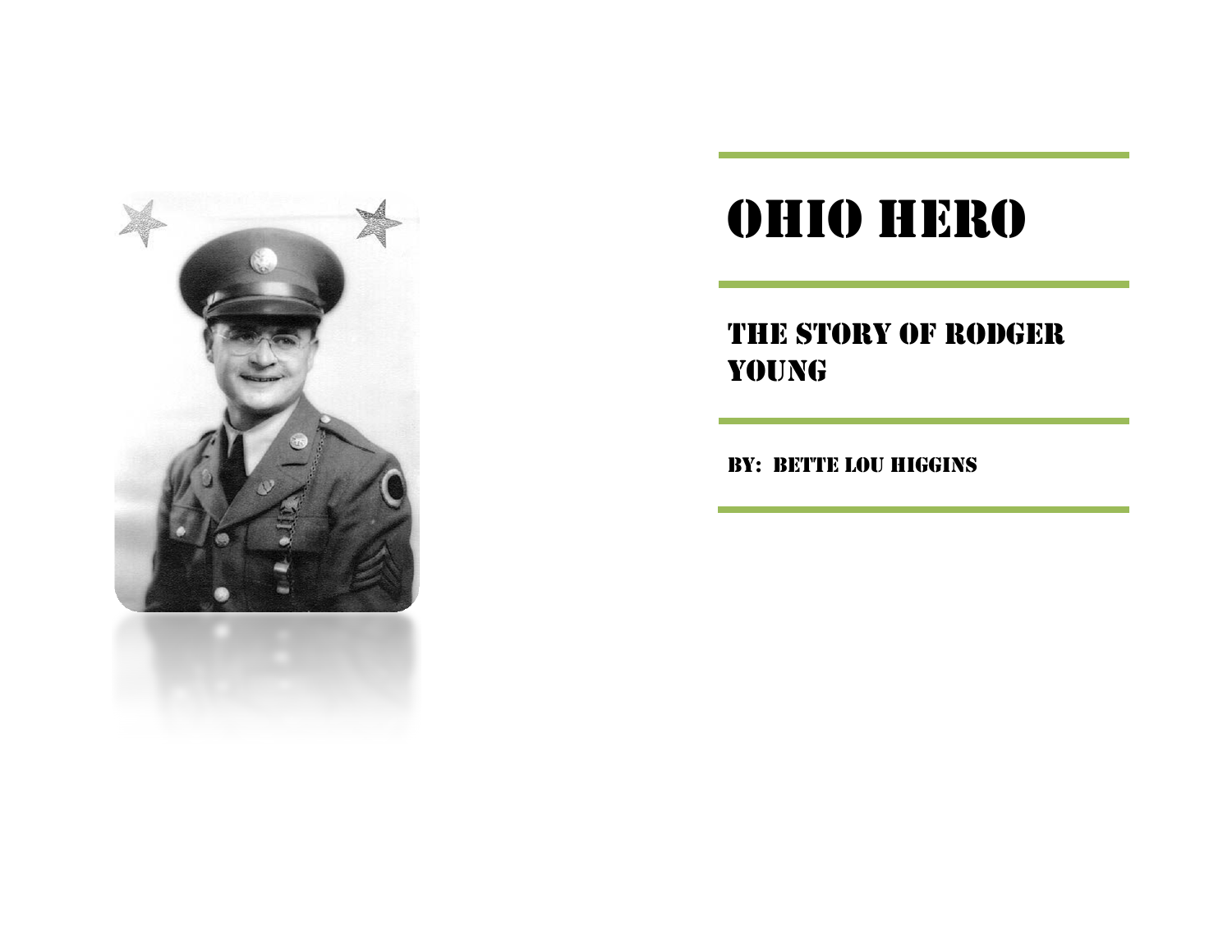# OHIO HERO

## THE STORY OF RODGER YOUNG

BY: BETTE LOU HIGGINS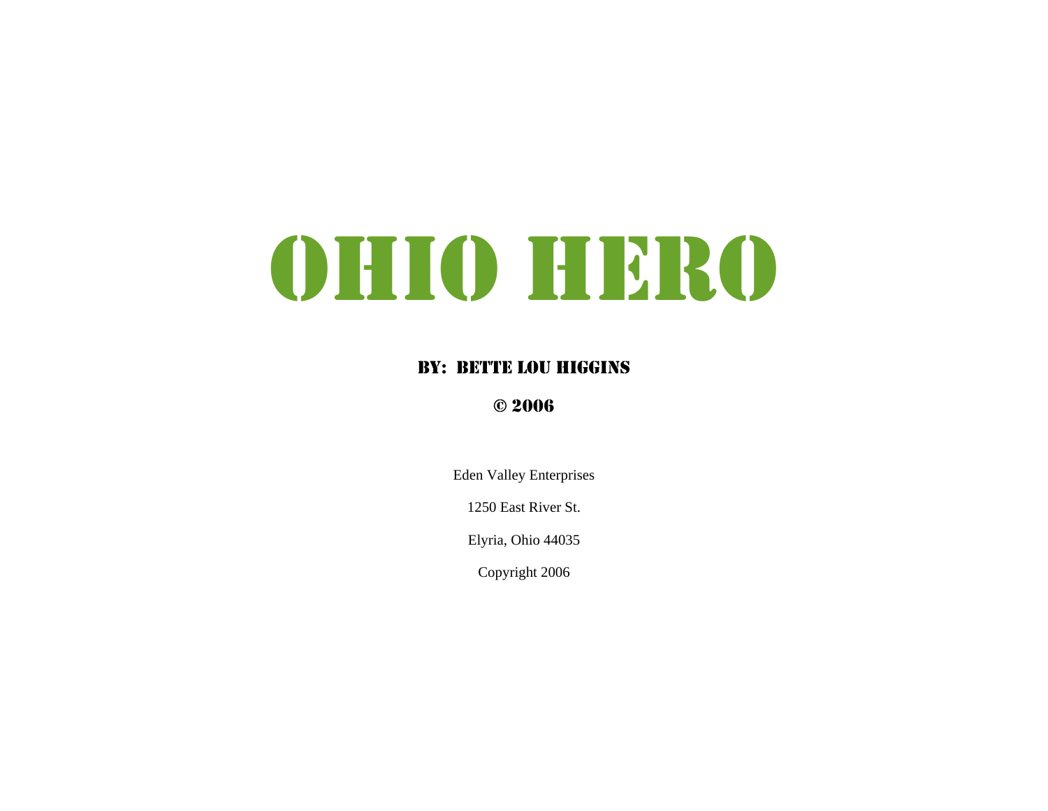# OHIO HERO

BY: BETTE LOU HIGGINS

© 2006

Eden Valley Enterprises

1250 East River St.

Elyria, Ohio 44035

Copyright 2006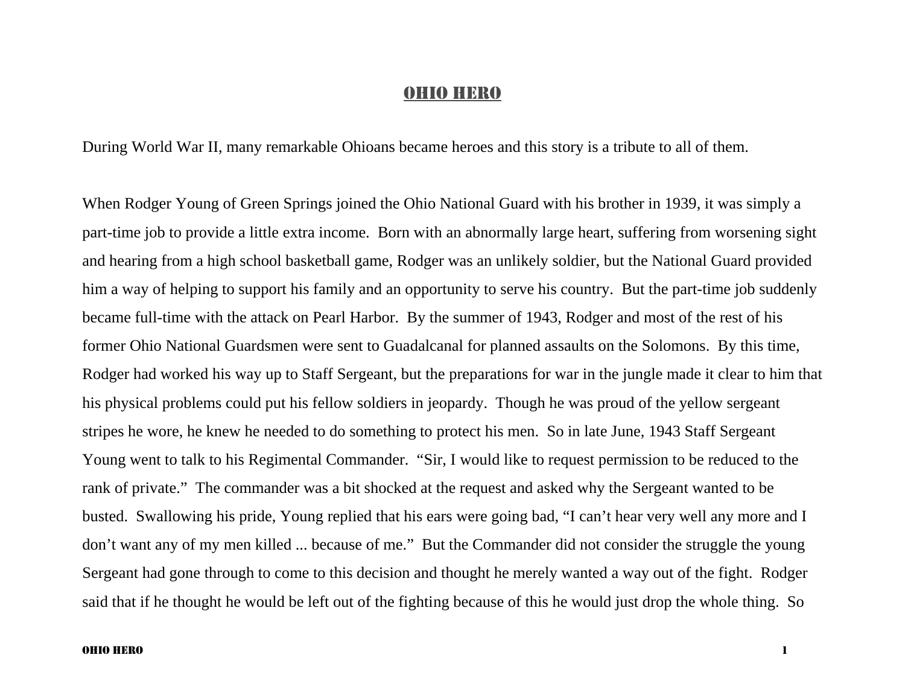# OHIO HERO

During World War II, many remarkable Ohioans became heroes and this story is a tribute to all of them.

When Rodger Young of Green Springs joined the Ohio National Guard with his brother in 1939, it was simply a part-time job to provide a little extra income. Born with an abnormally large heart, suffering from worsening sight and hearing from a high school basketball game, Rodger was an unlikely soldier, but the National Guard provided him a way of helping to support his family and an opportunity to serve his country. But the part-time job suddenly became full-time with the attack on Pearl Harbor. By the summer of 1943, Rodger and most of the rest of his former Ohio National Guardsmen were sent to Guadalcanal for planned assaults on the Solomons. By this time, Rodger had worked his way up to Staff Sergeant, but the preparations for war in the jungle made it clear to him that his physical problems could put his fellow soldiers in jeopardy. Though he was proud of the yellow sergeant stripes he wore, he knew he needed to do something to protect his men. So in late June, 1943 Staff Sergeant Young went to talk to his Regimental Commander. "Sir, I would like to request permission to be reduced to the rank of private." The commander was a bit shocked at the request and asked why the Sergeant wanted to be busted. Swallowing his pride, Young replied that his ears were going bad, "I can't hear very well any more and I don't want any of my men killed ... because of me." But the Commander did not consider the struggle the young Sergeant had gone through to come to this decision and thought he merely wanted a way out of the fight. Rodger said that if he thought he would be left out of the fighting because of this he would just drop the whole thing. So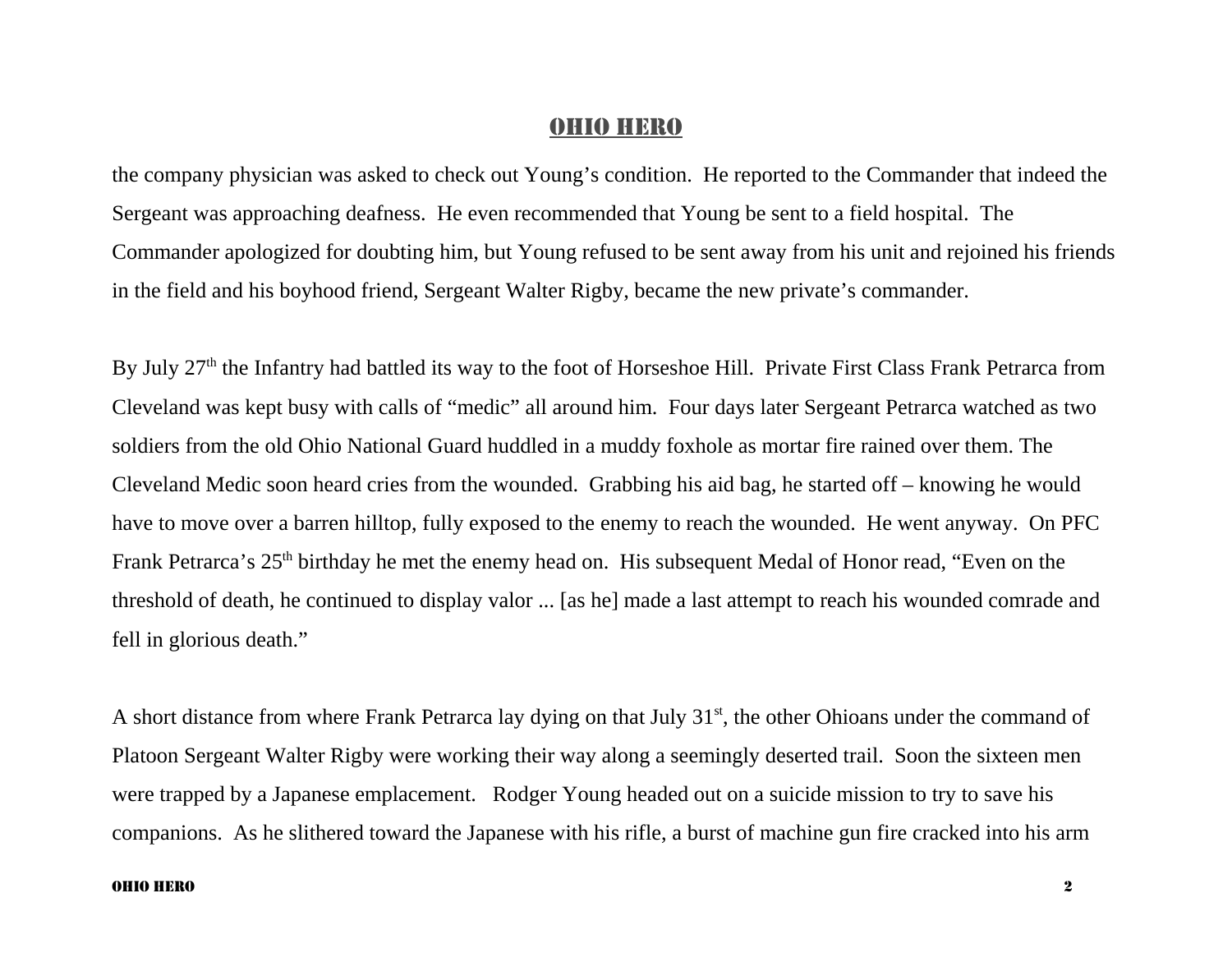the company physician was asked to check out Young's condition. He reported to the Commander that indeed the Sergeant was approaching deafness. He even recommended that Young be sent to a field hospital. The Commander apologized for doubting him, but Young refused to be sent away from his unit and rejoined his friends in the field and his boyhood friend, Sergeant Walter Rigby, became the new private's commander.

By July 27th the Infantry had battled its way to the foot of Horseshoe Hill. Private First Class Frank Petrarca from Cleveland was kept busy with calls of "medic" all around him. Four days later Sergeant Petrarca watched as two soldiers from the old Ohio National Guard huddled in a muddy foxhole as mortar fire rained over them. The Cleveland Medic soon heard cries from the wounded. Grabbing his aid bag, he started off – knowing he would have to move over a barren hilltop, fully exposed to the enemy to reach the wounded. He went anyway. On PFC Frank Petrarca's 25th birthday he met the enemy head on. His subsequent Medal of Honor read, "Even on the threshold of death, he continued to display valor ... [as he] made a last attempt to reach his wounded comrade and fell in glorious death."

A short distance from where Frank Petrarca lay dying on that July 31st, the other Ohioans under the command of Platoon Sergeant Walter Rigby were working their way along a seemingly deserted trail. Soon the sixteen men were trapped by a Japanese emplacement. Rodger Young headed out on a suicide mission to try to save his companions. As he slithered toward the Japanese with his rifle, a burst of machine gun fire cracked into his arm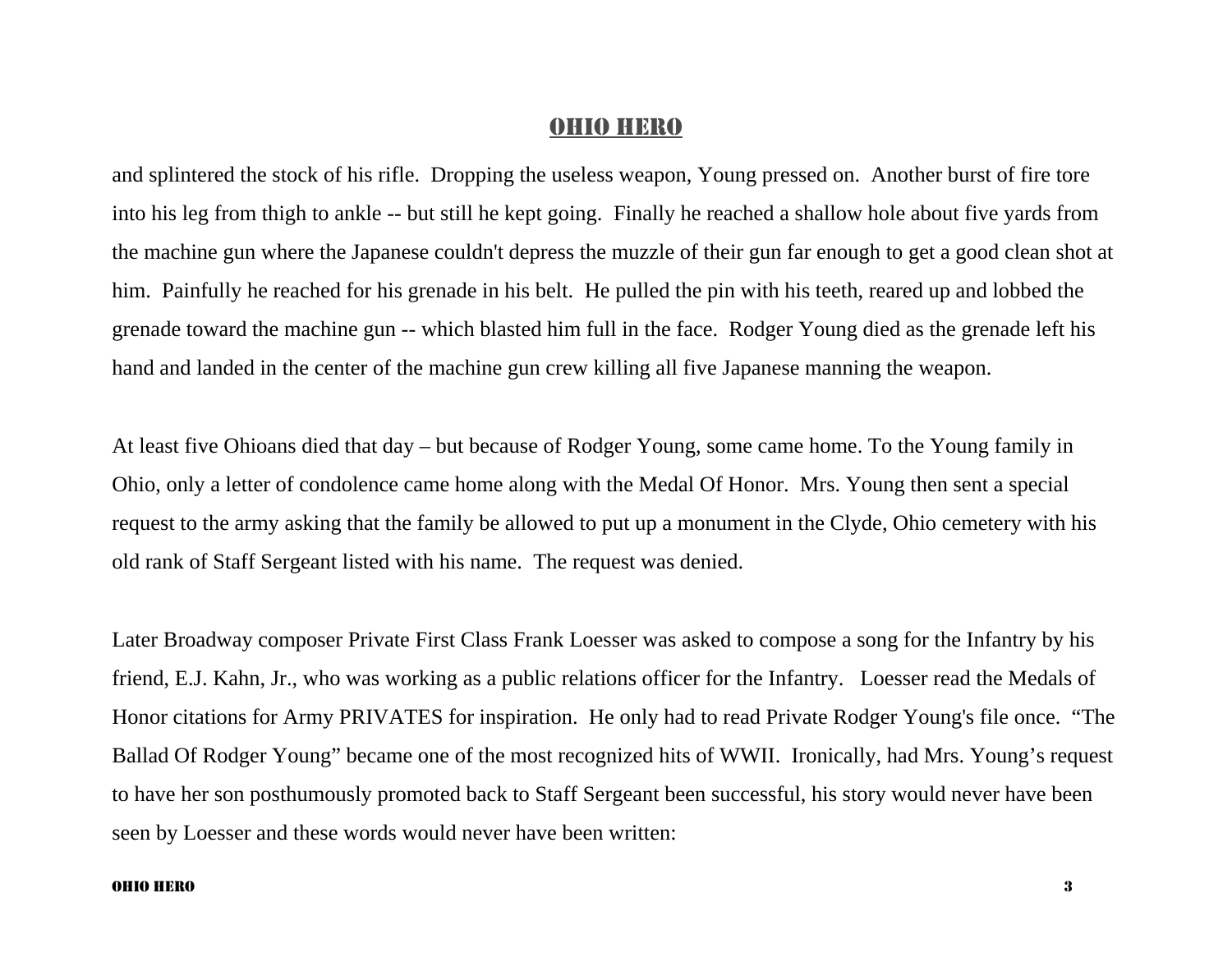and splintered the stock of his rifle.  Dropping the useless weapon, Young pressed on.  Another burst of fire tore into his leg from thigh to ankle -- but still he kept going.  Finally he reached a shallow hole about five yards from the machine gun where the Japanese couldn't depress the muzzle of their gun far enough to get a good clean shot at him.  Painfully he reached for his grenade in his belt.  He pulled the pin with his teeth, reared up and lobbed the grenade toward the machine gun -- which blasted him full in the face.  Rodger Young died as the grenade left his hand and landed in the center of the machine gun crew killing all five Japanese manning the weapon.

At least five Ohioans died that day – but because of Rodger Young, some came home. To the Young family in Ohio, only a letter of condolence came home along with the Medal Of Honor.  Mrs. Young then sent a special request to the army asking that the family be allowed to put up a monument in the Clyde, Ohio cemetery with his old rank of Staff Sergeant listed with his name.  The request was denied.

Later Broadway composer Private First Class Frank Loesser was asked to compose a song for the Infantry by his friend, E.J. Kahn, Jr., who was working as a public relations officer for the Infantry.   Loesser read the Medals of Honor citations for Army PRIVATES for inspiration.  He only had to read Private Rodger Young's file once.  "The Ballad Of Rodger Young" became one of the most recognized hits of WWII.  Ironically, had Mrs. Young's request to have her son posthumously promoted back to Staff Sergeant been successful, his story would never have been seen by Loesser and these words would never have been written: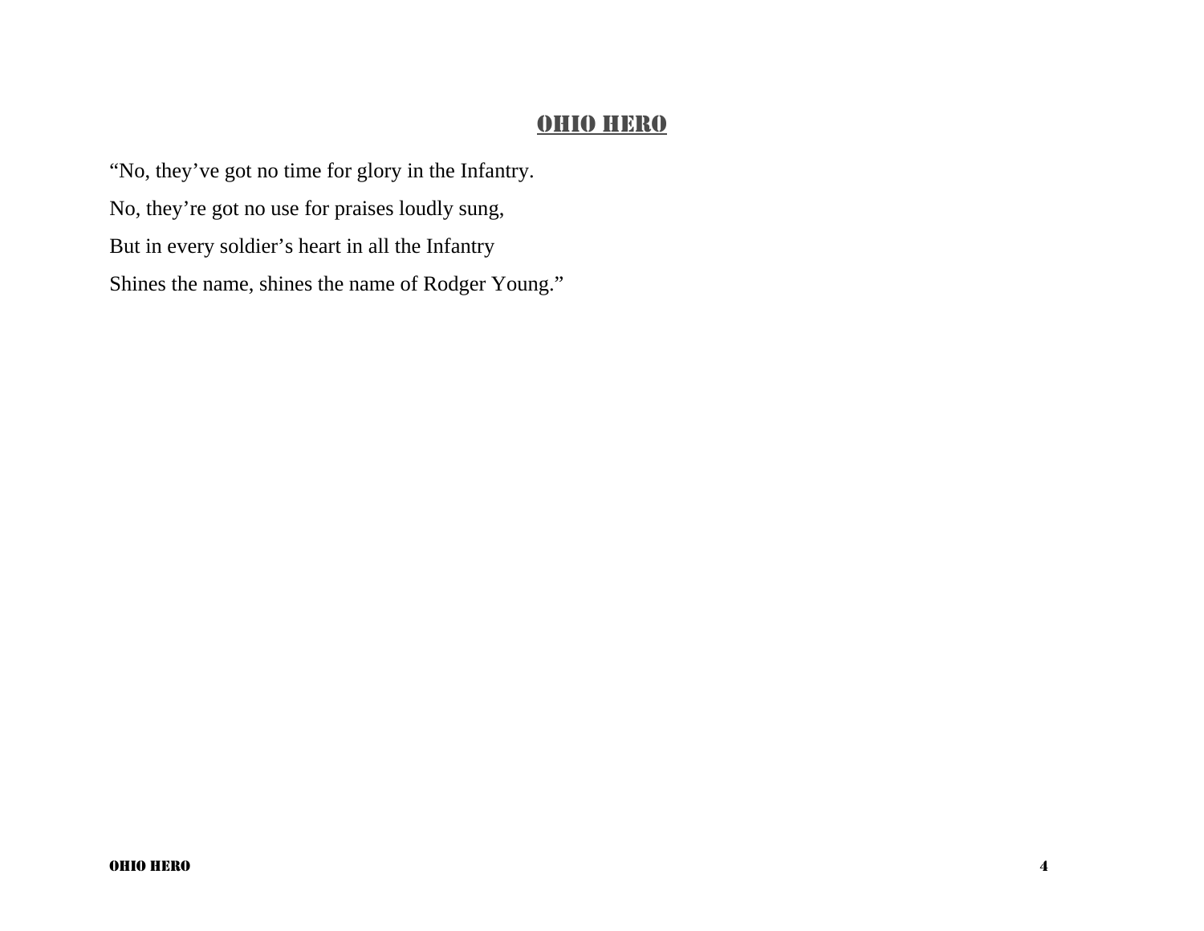## OHIO HERO

"No, they've got no time for glory in the Infantry.

No, they're got no use for praises loudly sung,

But in every soldier's heart in all the Infantry

Shines the name, shines the name of Rodger Young."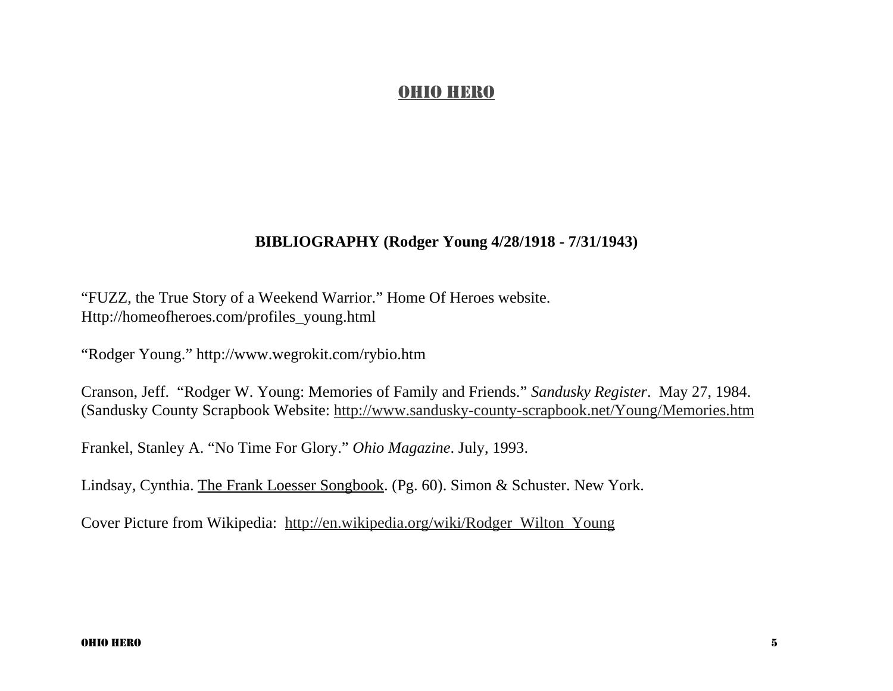# OHIO HERO

## BIBLIOGRAPHY (Rodger Young 4/28/1918 - 7/31/1943)

"FUZZ, the True Story of a Weekend Warrior." Home Of Heroes website. Http://homeofheroes.com/profiles_young.html

"Rodger Young." http://www.wegrokit.com/rybio.htm

Cranson, Jeff. "Rodger W. Young: Memories of Family and Friends." *Sandusky Register*. May 27, 1984. (Sandusky County Scrapbook Website: http://www.sandusky-county-scrapbook.net/Young/Memories.htm

Frankel, Stanley A. "No Time For Glory." *Ohio Magazine*. July, 1993.

Lindsay, Cynthia. The Frank Loesser Songbook. (Pg. 60). Simon & Schuster. New York.

Cover Picture from Wikipedia: http://en.wikipedia.org/wiki/Rodger_Wilton_Young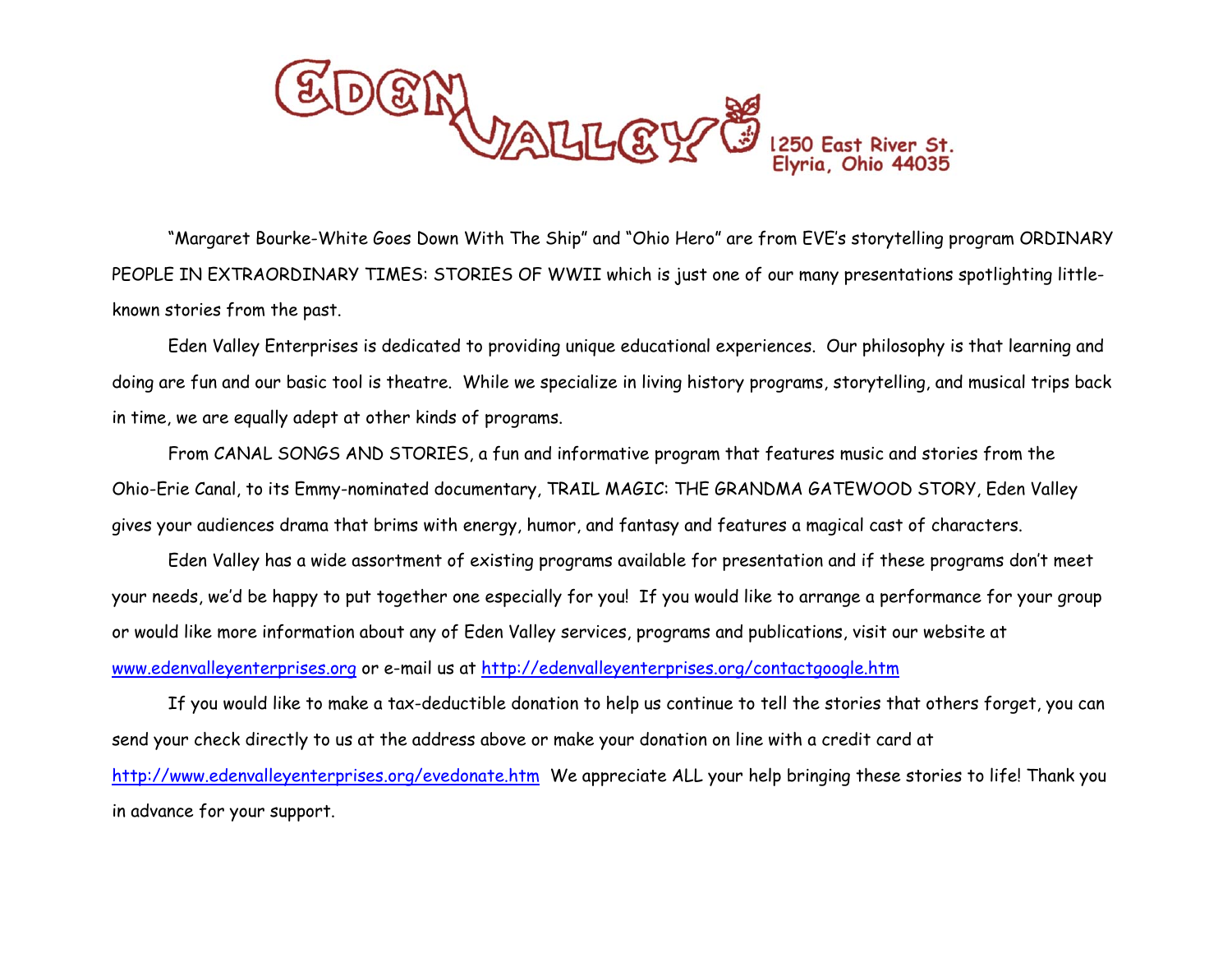# EDEN VALLEY

1250 East River St.
Elyria, Ohio 44035

"Margaret Bourke-White Goes Down With The Ship" and "Ohio Hero" are from EVE's storytelling program ORDINARY PEOPLE IN EXTRAORDINARY TIMES: STORIES OF WWII which is just one of our many presentations spotlighting little-known stories from the past.

Eden Valley Enterprises is dedicated to providing unique educational experiences. Our philosophy is that learning and doing are fun and our basic tool is theatre. While we specialize in living history programs, storytelling, and musical trips back in time, we are equally adept at other kinds of programs.

From CANAL SONGS AND STORIES, a fun and informative program that features music and stories from the Ohio-Erie Canal, to its Emmy-nominated documentary, TRAIL MAGIC: THE GRANDMA GATEWOOD STORY, Eden Valley gives your audiences drama that brims with energy, humor, and fantasy and features a magical cast of characters.

Eden Valley has a wide assortment of existing programs available for presentation and if these programs don't meet your needs, we'd be happy to put together one especially for you! If you would like to arrange a performance for your group or would like more information about any of Eden Valley services, programs and publications, visit our website at www.edenvalleyenterprises.org or e-mail us at http://edenvalleyenterprises.org/contactgoogle.htm

If you would like to make a tax-deductible donation to help us continue to tell the stories that others forget, you can send your check directly to us at the address above or make your donation on line with a credit card at http://www.edenvalleyenterprises.org/evedonate.htm We appreciate ALL your help bringing these stories to life! Thank you in advance for your support.